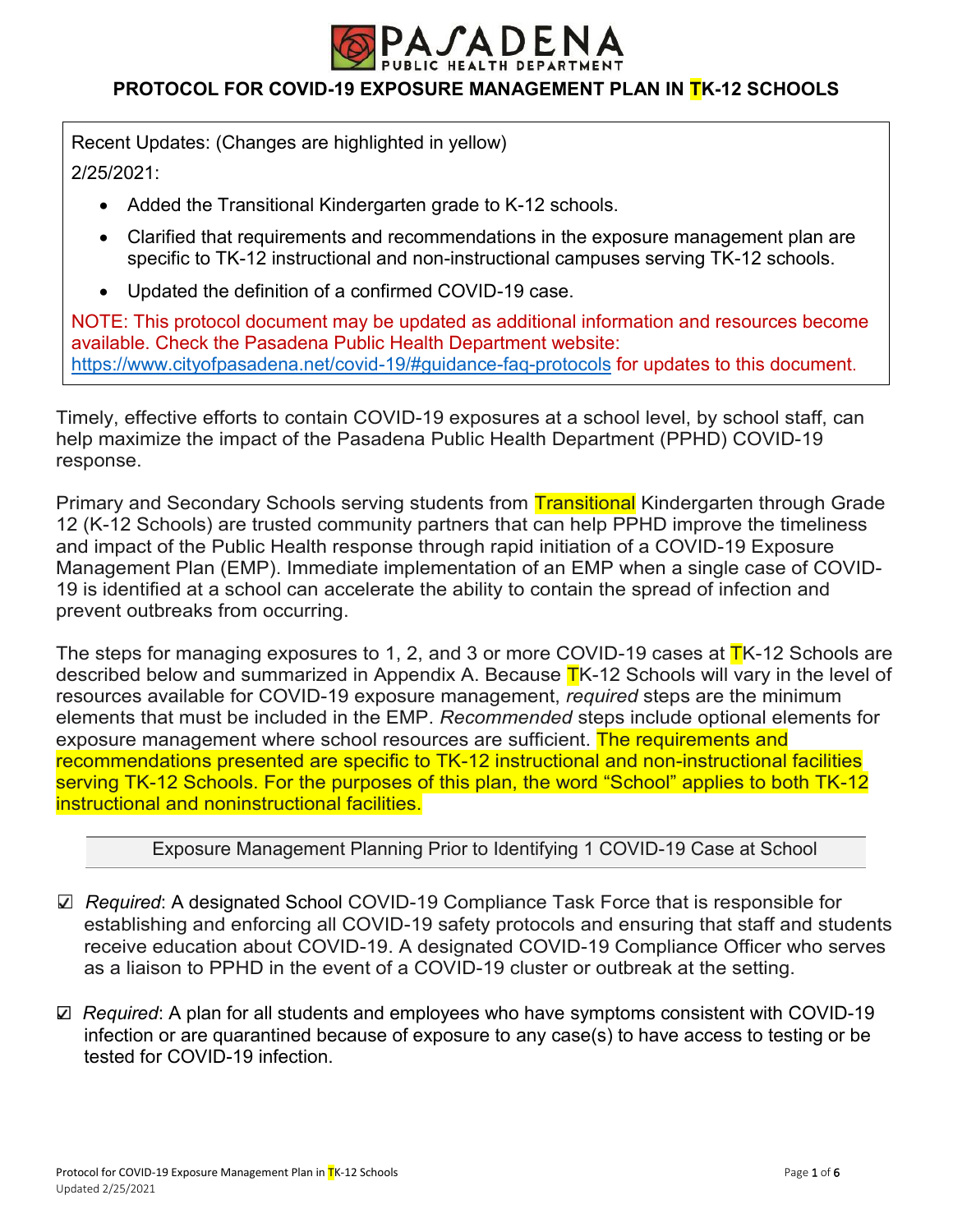PASADENA PUBLIC HEALTH DEPARTMENT

# PROTOCOL FOR COVID-19 EXPOSURE MANAGEMENT PLAN IN TK-12 SCHOOLS

Recent Updates: (Changes are highlighted in yellow)

2/25/2021:

- Added the Transitional Kindergarten grade to K-12 schools.
- Clarified that requirements and recommendations in the exposure management plan are specific to TK-12 instructional and non-instructional campuses serving TK-12 schools.
- Updated the definition of a confirmed COVID-19 case.

NOTE: This protocol document may be updated as additional information and resources become available. Check the Pasadena Public Health Department website: https://www.cityofpasadena.net/covid-19/#guidance-faq-protocols for updates to this document.

Timely, effective efforts to contain COVID-19 exposures at a school level, by school staff, can help maximize the impact of the Pasadena Public Health Department (PPHD) COVID-19 response.

Primary and Secondary Schools serving students from Transitional Kindergarten through Grade 12 (K-12 Schools) are trusted community partners that can help PPHD improve the timeliness and impact of the Public Health response through rapid initiation of a COVID-19 Exposure Management Plan (EMP). Immediate implementation of an EMP when a single case of COVID-19 is identified at a school can accelerate the ability to contain the spread of infection and prevent outbreaks from occurring.

The steps for managing exposures to 1, 2, and 3 or more COVID-19 cases at TK-12 Schools are described below and summarized in Appendix A. Because TK-12 Schools will vary in the level of resources available for COVID-19 exposure management, *required* steps are the minimum elements that must be included in the EMP. *Recommended* steps include optional elements for exposure management where school resources are sufficient. The requirements and recommendations presented are specific to TK-12 instructional and non-instructional facilities serving TK-12 Schools. For the purposes of this plan, the word "School" applies to both TK-12 instructional and noninstructional facilities.

## Exposure Management Planning Prior to Identifying 1 COVID-19 Case at School

☑ *Required*: A designated School COVID-19 Compliance Task Force that is responsible for establishing and enforcing all COVID-19 safety protocols and ensuring that staff and students receive education about COVID-19. A designated COVID-19 Compliance Officer who serves as a liaison to PPHD in the event of a COVID-19 cluster or outbreak at the setting.

☑ *Required*: A plan for all students and employees who have symptoms consistent with COVID-19 infection or are quarantined because of exposure to any case(s) to have access to testing or be tested for COVID-19 infection.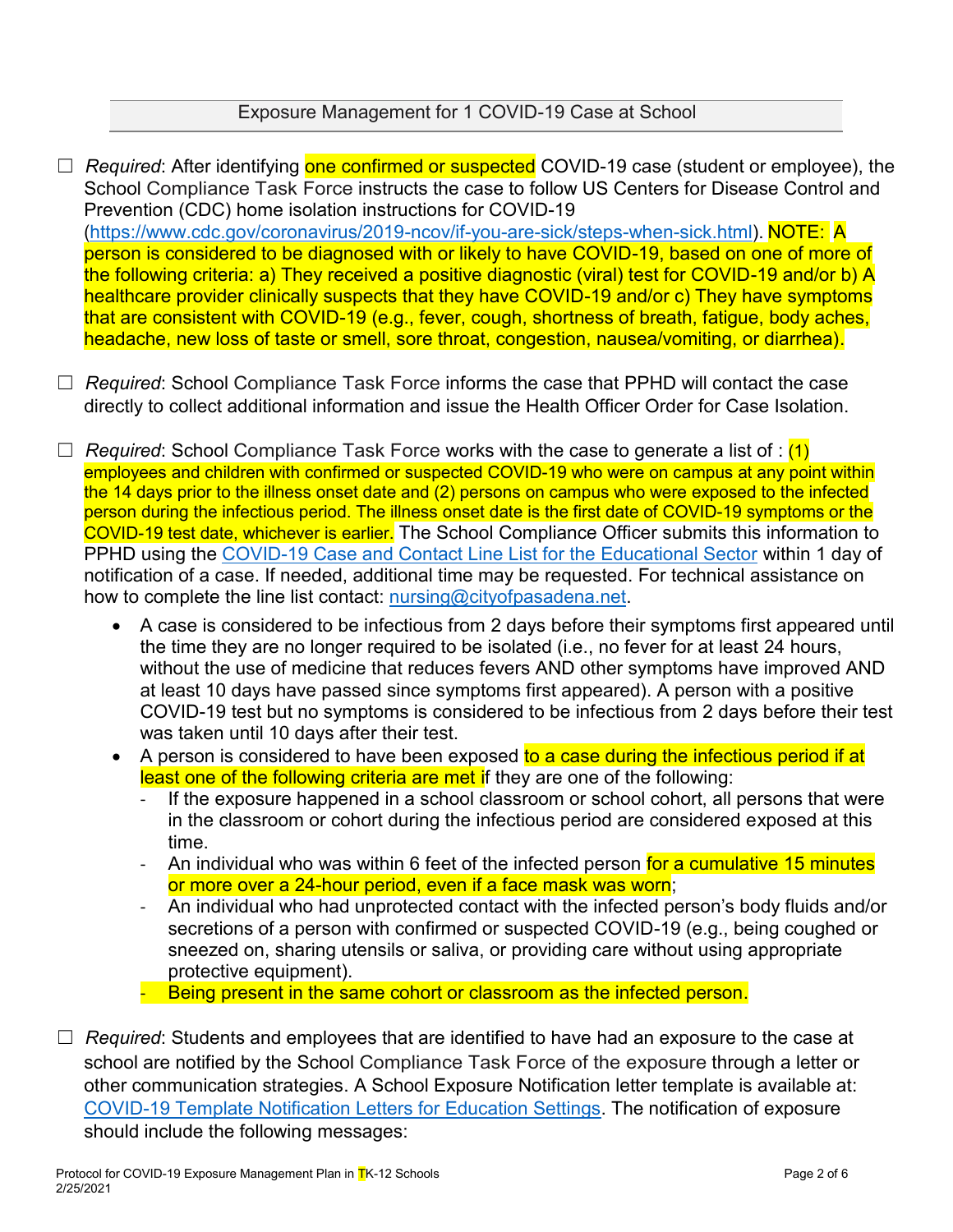## Exposure Management for 1 COVID-19 Case at School

☐ *Required*: After identifying one confirmed or suspected COVID-19 case (student or employee), the School Compliance Task Force instructs the case to follow US Centers for Disease Control and Prevention (CDC) home isolation instructions for COVID-19 ([https://www.cdc.gov/coronavirus/2019-ncov/if-you-are-sick/steps-when-sick.html](https://www.cdc.gov/coronavirus/2019-ncov/if-you-are-sick/steps-when-sick.html)). NOTE: A person is considered to be diagnosed with or likely to have COVID-19, based on one of more of the following criteria: a) They received a positive diagnostic (viral) test for COVID-19 and/or b) A healthcare provider clinically suspects that they have COVID-19 and/or c) They have symptoms that are consistent with COVID-19 (e.g., fever, cough, shortness of breath, fatigue, body aches, headache, new loss of taste or smell, sore throat, congestion, nausea/vomiting, or diarrhea).

☐ *Required*: School Compliance Task Force informs the case that PPHD will contact the case directly to collect additional information and issue the Health Officer Order for Case Isolation.

☐ *Required*: School Compliance Task Force works with the case to generate a list of : (1) employees and children with confirmed or suspected COVID-19 who were on campus at any point within the 14 days prior to the illness onset date and (2) persons on campus who were exposed to the infected person during the infectious period. The illness onset date is the first date of COVID-19 symptoms or the COVID-19 test date, whichever is earlier. The School Compliance Officer submits this information to PPHD using the COVID-19 Case and Contact Line List for the Educational Sector within 1 day of notification of a case. If needed, additional time may be requested. For technical assistance on how to complete the line list contact: nursing@cityofpasadena.net.

- A case is considered to be infectious from 2 days before their symptoms first appeared until the time they are no longer required to be isolated (i.e., no fever for at least 24 hours, without the use of medicine that reduces fevers AND other symptoms have improved AND at least 10 days have passed since symptoms first appeared). A person with a positive COVID-19 test but no symptoms is considered to be infectious from 2 days before their test was taken until 10 days after their test.
- A person is considered to have been exposed to a case during the infectious period if at least one of the following criteria are met if they are one of the following:
  - If the exposure happened in a school classroom or school cohort, all persons that were in the classroom or cohort during the infectious period are considered exposed at this time.
  - An individual who was within 6 feet of the infected person for a cumulative 15 minutes or more over a 24-hour period, even if a face mask was worn;
  - An individual who had unprotected contact with the infected person's body fluids and/or secretions of a person with confirmed or suspected COVID-19 (e.g., being coughed or sneezed on, sharing utensils or saliva, or providing care without using appropriate protective equipment).
  - Being present in the same cohort or classroom as the infected person.

☐ *Required*: Students and employees that are identified to have had an exposure to the case at school are notified by the School Compliance Task Force of the exposure through a letter or other communication strategies. A School Exposure Notification letter template is available at: COVID-19 Template Notification Letters for Education Settings. The notification of exposure should include the following messages: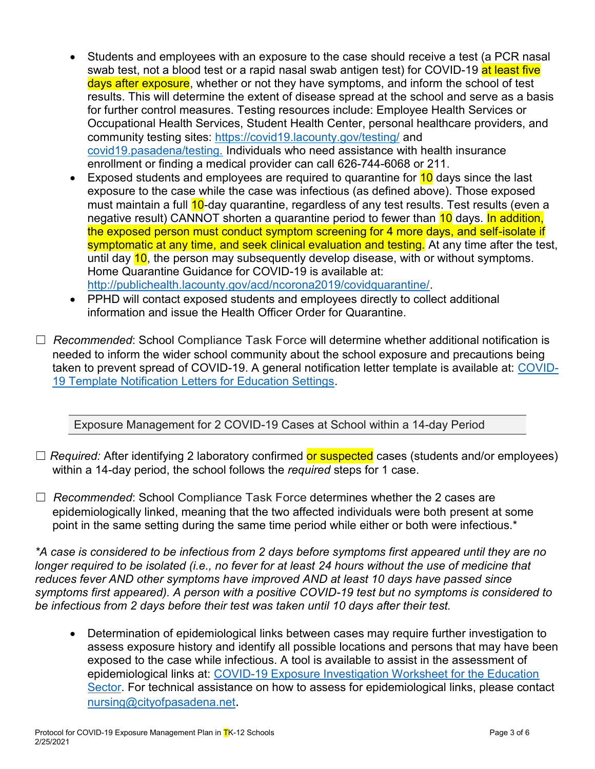- Students and employees with an exposure to the case should receive a test (a PCR nasal swab test, not a blood test or a rapid nasal swab antigen test) for COVID-19 at least five days after exposure, whether or not they have symptoms, and inform the school of test results. This will determine the extent of disease spread at the school and serve as a basis for further control measures. Testing resources include: Employee Health Services or Occupational Health Services, Student Health Center, personal healthcare providers, and community testing sites: https://covid19.lacounty.gov/testing/ and covid19.pasadena/testing. Individuals who need assistance with health insurance enrollment or finding a medical provider can call 626-744-6068 or 211.
- Exposed students and employees are required to quarantine for 10 days since the last exposure to the case while the case was infectious (as defined above). Those exposed must maintain a full 10-day quarantine, regardless of any test results. Test results (even a negative result) CANNOT shorten a quarantine period to fewer than 10 days. In addition, the exposed person must conduct symptom screening for 4 more days, and self-isolate if symptomatic at any time, and seek clinical evaluation and testing. At any time after the test, until day 10, the person may subsequently develop disease, with or without symptoms. Home Quarantine Guidance for COVID-19 is available at: http://publichealth.lacounty.gov/acd/ncorona2019/covidquarantine/.
- PPHD will contact exposed students and employees directly to collect additional information and issue the Health Officer Order for Quarantine.

☐ *Recommended*: School Compliance Task Force will determine whether additional notification is needed to inform the wider school community about the school exposure and precautions being taken to prevent spread of COVID-19. A general notification letter template is available at: COVID-19 Template Notification Letters for Education Settings.

## Exposure Management for 2 COVID-19 Cases at School within a 14-day Period

☐ *Required:* After identifying 2 laboratory confirmed or suspected cases (students and/or employees) within a 14-day period, the school follows the *required* steps for 1 case.

☐ *Recommended*: School Compliance Task Force determines whether the 2 cases are epidemiologically linked, meaning that the two affected individuals were both present at some point in the same setting during the same time period while either or both were infectious.*

*\*A case is considered to be infectious from 2 days before symptoms first appeared until they are no longer required to be isolated (i.e., no fever for at least 24 hours without the use of medicine that reduces fever AND other symptoms have improved AND at least 10 days have passed since symptoms first appeared). A person with a positive COVID-19 test but no symptoms is considered to be infectious from 2 days before their test was taken until 10 days after their test.*

- Determination of epidemiological links between cases may require further investigation to assess exposure history and identify all possible locations and persons that may have been exposed to the case while infectious. A tool is available to assist in the assessment of epidemiological links at: COVID-19 Exposure Investigation Worksheet for the Education Sector. For technical assistance on how to assess for epidemiological links, please contact nursing@cityofpasadena.net.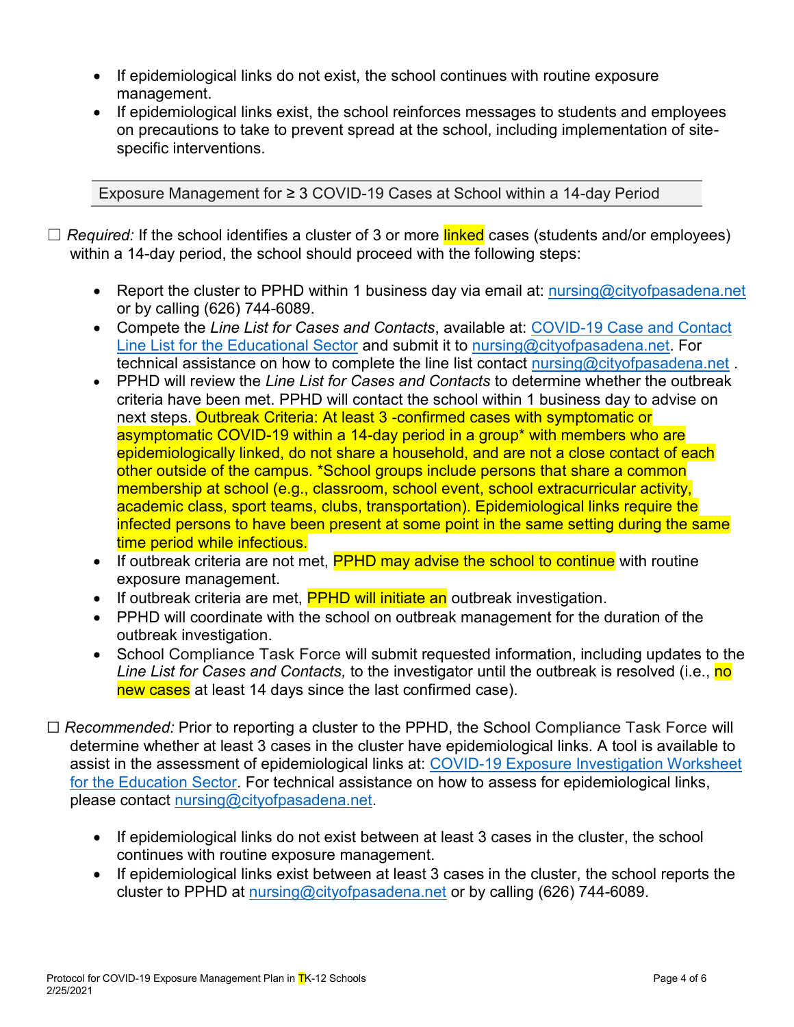- If epidemiological links do not exist, the school continues with routine exposure management.
- If epidemiological links exist, the school reinforces messages to students and employees on precautions to take to prevent spread at the school, including implementation of site-specific interventions.

## Exposure Management for ≥ 3 COVID-19 Cases at School within a 14-day Period

☐ *Required:* If the school identifies a cluster of 3 or more linked cases (students and/or employees) within a 14-day period, the school should proceed with the following steps:

- Report the cluster to PPHD within 1 business day via email at: nursing@cityofpasadena.net or by calling (626) 744-6089.
- Compete the *Line List for Cases and Contacts*, available at: COVID-19 Case and Contact Line List for the Educational Sector and submit it to nursing@cityofpasadena.net. For technical assistance on how to complete the line list contact nursing@cityofpasadena.net .
- PPHD will review the *Line List for Cases and Contacts* to determine whether the outbreak criteria have been met. PPHD will contact the school within 1 business day to advise on next steps. Outbreak Criteria: At least 3 -confirmed cases with symptomatic or asymptomatic COVID-19 within a 14-day period in a group* with members who are epidemiologically linked, do not share a household, and are not a close contact of each other outside of the campus. *School groups include persons that share a common membership at school (e.g., classroom, school event, school extracurricular activity, academic class, sport teams, clubs, transportation). Epidemiological links require the infected persons to have been present at some point in the same setting during the same time period while infectious.
- If outbreak criteria are not met, PPHD may advise the school to continue with routine exposure management.
- If outbreak criteria are met, PPHD will initiate an outbreak investigation.
- PPHD will coordinate with the school on outbreak management for the duration of the outbreak investigation.
- School Compliance Task Force will submit requested information, including updates to the *Line List for Cases and Contacts,* to the investigator until the outbreak is resolved (i.e., no new cases at least 14 days since the last confirmed case).

☐ *Recommended:* Prior to reporting a cluster to the PPHD, the School Compliance Task Force will determine whether at least 3 cases in the cluster have epidemiological links. A tool is available to assist in the assessment of epidemiological links at: COVID-19 Exposure Investigation Worksheet for the Education Sector. For technical assistance on how to assess for epidemiological links, please contact nursing@cityofpasadena.net.

- If epidemiological links do not exist between at least 3 cases in the cluster, the school continues with routine exposure management.
- If epidemiological links exist between at least 3 cases in the cluster, the school reports the cluster to PPHD at nursing@cityofpasadena.net or by calling (626) 744-6089.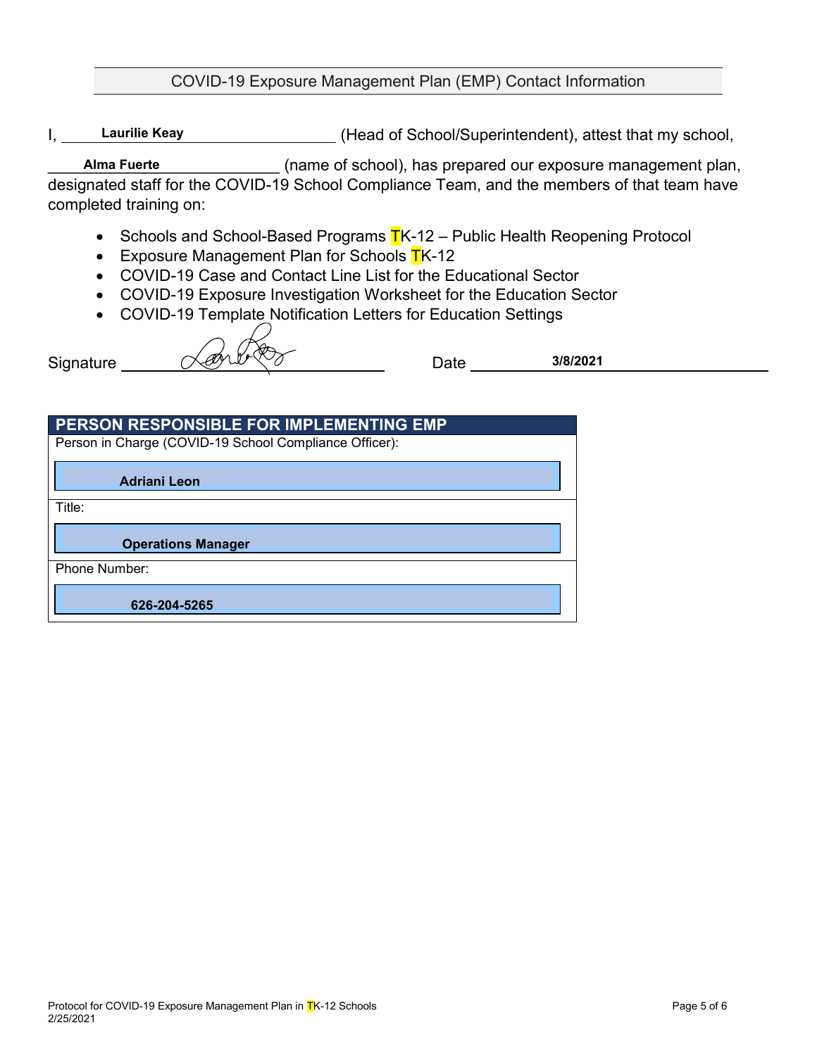## COVID-19 Exposure Management Plan (EMP) Contact Information

I, **Laurilie Keay** (Head of School/Superintendent), attest that my school, **Alma Fuerte** (name of school), has prepared our exposure management plan, designated staff for the COVID-19 School Compliance Team, and the members of that team have completed training on:

- Schools and School-Based Programs TK-12 – Public Health Reopening Protocol
- Exposure Management Plan for Schools TK-12
- COVID-19 Case and Contact Line List for the Educational Sector
- COVID-19 Exposure Investigation Worksheet for the Education Sector
- COVID-19 Template Notification Letters for Education Settings

Signature ______________________ Date **3/8/2021**

| PERSON RESPONSIBLE FOR IMPLEMENTING EMP |
|---|
| Person in Charge (COVID-19 School Compliance Officer): |
| **Adriani Leon** |
| Title: |
| **Operations Manager** |
| Phone Number: |
| **626-204-5265** |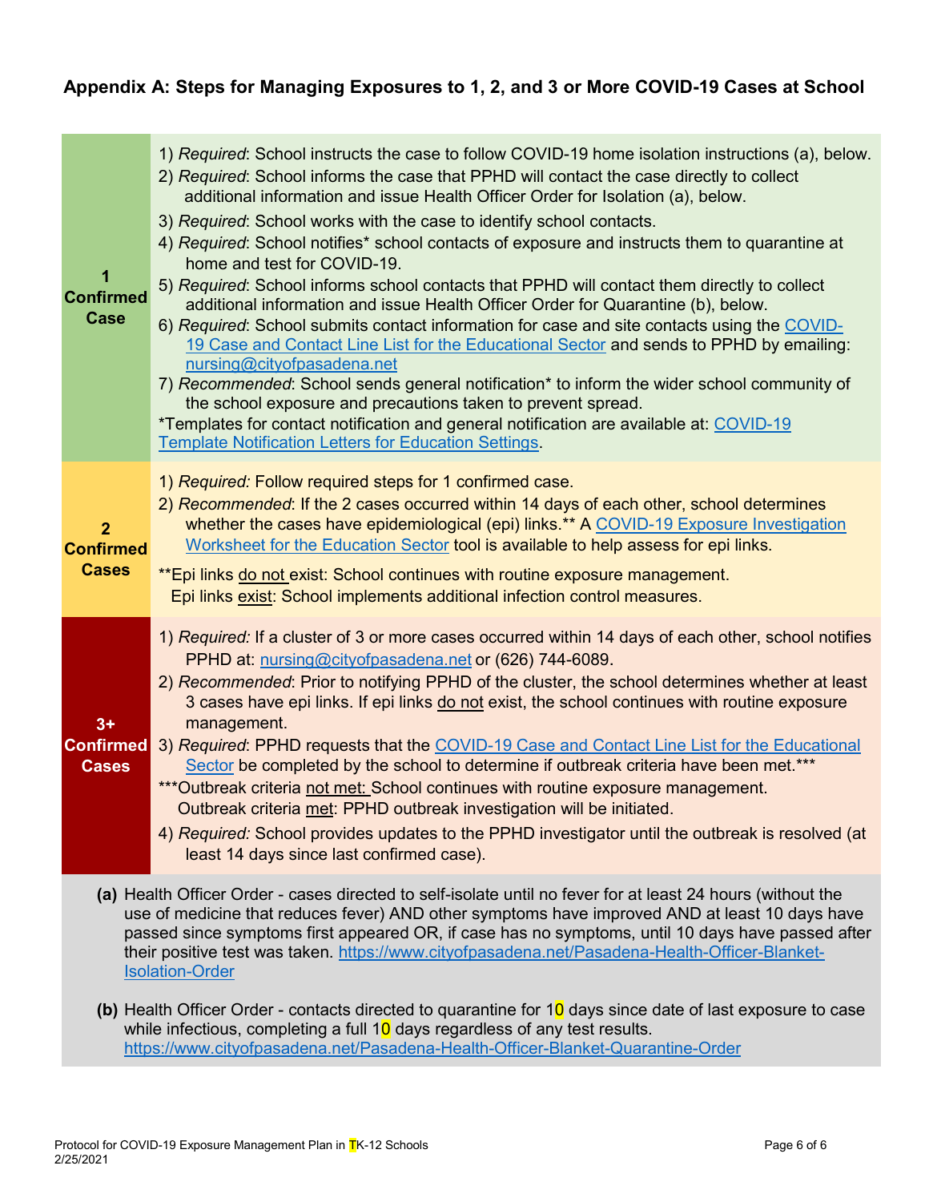## Appendix A: Steps for Managing Exposures to 1, 2, and 3 or More COVID-19 Cases at School

| | |
|---|---|
| **1 Confirmed Case** | 1) *Required*: School instructs the case to follow COVID-19 home isolation instructions (a), below.<br>2) *Required*: School informs the case that PPHD will contact the case directly to collect additional information and issue Health Officer Order for Isolation (a), below.<br>3) *Required*: School works with the case to identify school contacts.<br>4) *Required*: School notifies* school contacts of exposure and instructs them to quarantine at home and test for COVID-19.<br>5) *Required*: School informs school contacts that PPHD will contact them directly to collect additional information and issue Health Officer Order for Quarantine (b), below.<br>6) *Required*: School submits contact information for case and site contacts using the COVID-19 Case and Contact Line List for the Educational Sector and sends to PPHD by emailing: nursing@cityofpasadena.net<br>7) *Recommended*: School sends general notification* to inform the wider school community of the school exposure and precautions taken to prevent spread.<br>*Templates for contact notification and general notification are available at: COVID-19 Template Notification Letters for Education Settings. |
| **2 Confirmed Cases** | 1) *Required:* Follow required steps for 1 confirmed case.<br>2) *Recommended*: If the 2 cases occurred within 14 days of each other, school determines whether the cases have epidemiological (epi) links.** A COVID-19 Exposure Investigation Worksheet for the Education Sector tool is available to help assess for epi links.<br>**Epi links do not exist: School continues with routine exposure management.<br>Epi links exist: School implements additional infection control measures. |
| **3+ Confirmed Cases** | 1) *Required:* If a cluster of 3 or more cases occurred within 14 days of each other, school notifies PPHD at: nursing@cityofpasadena.net or (626) 744-6089.<br>2) *Recommended*: Prior to notifying PPHD of the cluster, the school determines whether at least 3 cases have epi links. If epi links do not exist, the school continues with routine exposure management.<br>3) *Required*: PPHD requests that the COVID-19 Case and Contact Line List for the Educational Sector be completed by the school to determine if outbreak criteria have been met.***<br>***Outbreak criteria not met: School continues with routine exposure management.<br>Outbreak criteria met: PPHD outbreak investigation will be initiated.<br>4) *Required:* School provides updates to the PPHD investigator until the outbreak is resolved (at least 14 days since last confirmed case). |

**(a)** Health Officer Order - cases directed to self-isolate until no fever for at least 24 hours (without the use of medicine that reduces fever) AND other symptoms have improved AND at least 10 days have passed since symptoms first appeared OR, if case has no symptoms, until 10 days have passed after their positive test was taken. https://www.cityofpasadena.net/Pasadena-Health-Officer-Blanket-Isolation-Order

**(b)** Health Officer Order - contacts directed to quarantine for 10 days since date of last exposure to case while infectious, completing a full 10 days regardless of any test results. https://www.cityofpasadena.net/Pasadena-Health-Officer-Blanket-Quarantine-Order